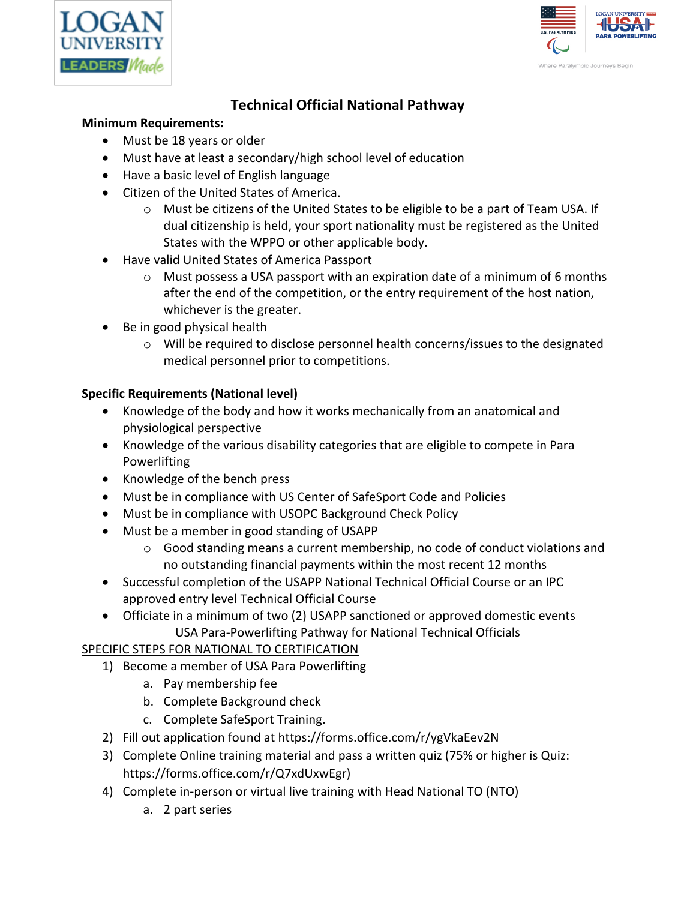# Technical Official National Pathway

**Minimum Requirements:**

- Must be 18 years or older
- Must have at least a secondary/high school level of education
- Have a basic level of English language
- Citizen of the United States of America.
  - Must be citizens of the United States to be eligible to be a part of Team USA. If dual citizenship is held, your sport nationality must be registered as the United States with the WPPO or other applicable body.
- Have valid United States of America Passport
  - Must possess a USA passport with an expiration date of a minimum of 6 months after the end of the competition, or the entry requirement of the host nation, whichever is the greater.
- Be in good physical health
  - Will be required to disclose personnel health concerns/issues to the designated medical personnel prior to competitions.

**Specific Requirements (National level)**

- Knowledge of the body and how it works mechanically from an anatomical and physiological perspective
- Knowledge of the various disability categories that are eligible to compete in Para Powerlifting
- Knowledge of the bench press
- Must be in compliance with US Center of SafeSport Code and Policies
- Must be in compliance with USOPC Background Check Policy
- Must be a member in good standing of USAPP
  - Good standing means a current membership, no code of conduct violations and no outstanding financial payments within the most recent 12 months
- Successful completion of the USAPP National Technical Official Course or an IPC approved entry level Technical Official Course
- Officiate in a minimum of two (2) USAPP sanctioned or approved domestic events

USA Para-Powerlifting Pathway for National Technical Officials

SPECIFIC STEPS FOR NATIONAL TO CERTIFICATION

1) Become a member of USA Para Powerlifting
   a. Pay membership fee
   b. Complete Background check
   c. Complete SafeSport Training.
2) Fill out application found at https://forms.office.com/r/ygVkaEev2N
3) Complete Online training material and pass a written quiz (75% or higher is Quiz: https://forms.office.com/r/Q7xdUxwEgr)
4) Complete in-person or virtual live training with Head National TO (NTO)
   a. 2 part series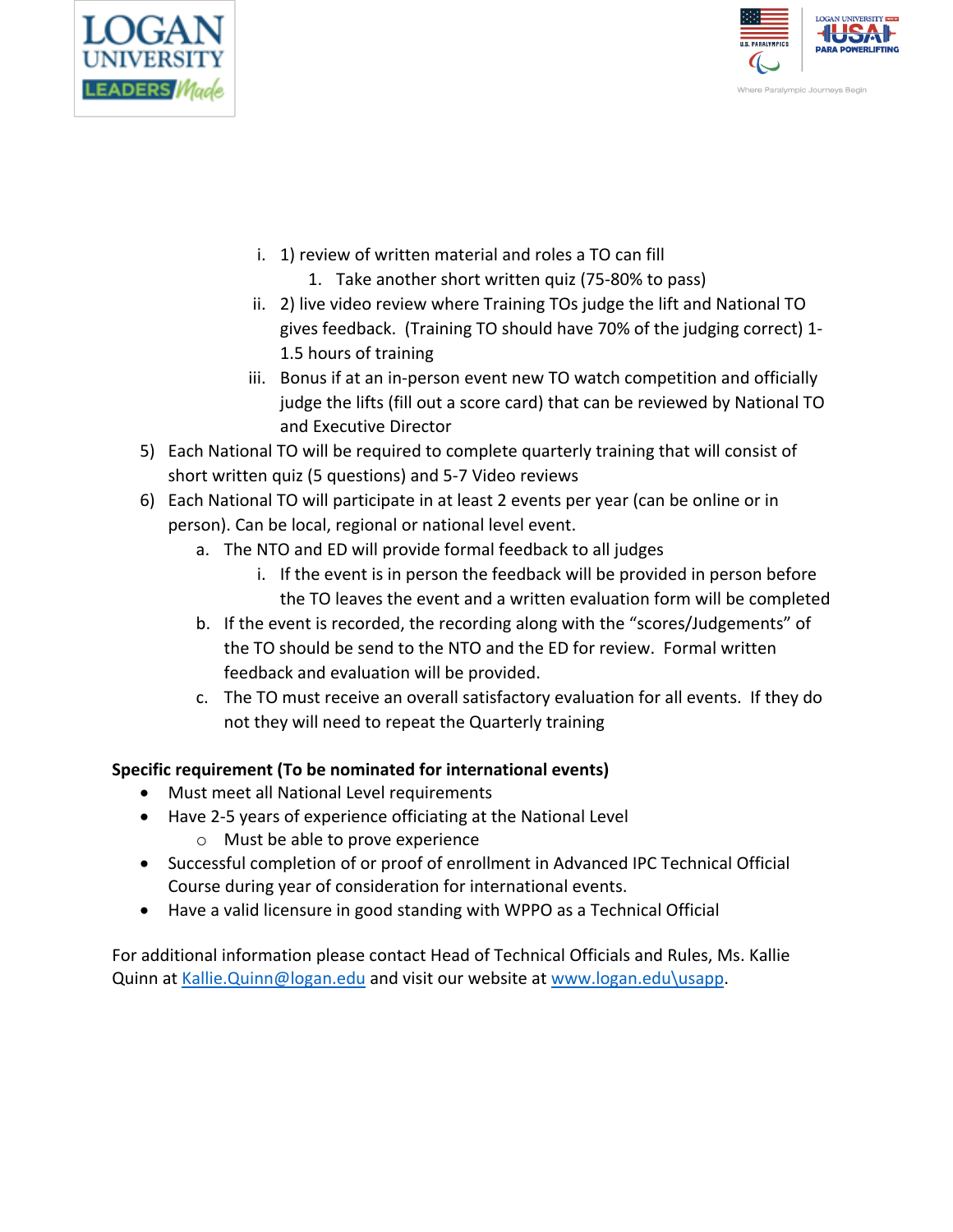i. 1) review of written material and roles a TO can fill
      1. Take another short written quiz (75-80% to pass)
   ii. 2) live video review where Training TOs judge the lift and National TO gives feedback. (Training TO should have 70% of the judging correct) 1-1.5 hours of training
   iii. Bonus if at an in-person event new TO watch competition and officially judge the lifts (fill out a score card) that can be reviewed by National TO and Executive Director

5) Each National TO will be required to complete quarterly training that will consist of short written quiz (5 questions) and 5-7 Video reviews
6) Each National TO will participate in at least 2 events per year (can be online or in person). Can be local, regional or national level event.
   a. The NTO and ED will provide formal feedback to all judges
      i. If the event is in person the feedback will be provided in person before the TO leaves the event and a written evaluation form will be completed
   b. If the event is recorded, the recording along with the "scores/Judgements" of the TO should be send to the NTO and the ED for review. Formal written feedback and evaluation will be provided.
   c. The TO must receive an overall satisfactory evaluation for all events. If they do not they will need to repeat the Quarterly training

**Specific requirement (To be nominated for international events)**

- Must meet all National Level requirements
- Have 2-5 years of experience officiating at the National Level
  - Must be able to prove experience
- Successful completion of or proof of enrollment in Advanced IPC Technical Official Course during year of consideration for international events.
- Have a valid licensure in good standing with WPPO as a Technical Official

For additional information please contact Head of Technical Officials and Rules, Ms. Kallie Quinn at Kallie.Quinn@logan.edu and visit our website at www.logan.edu\usapp.